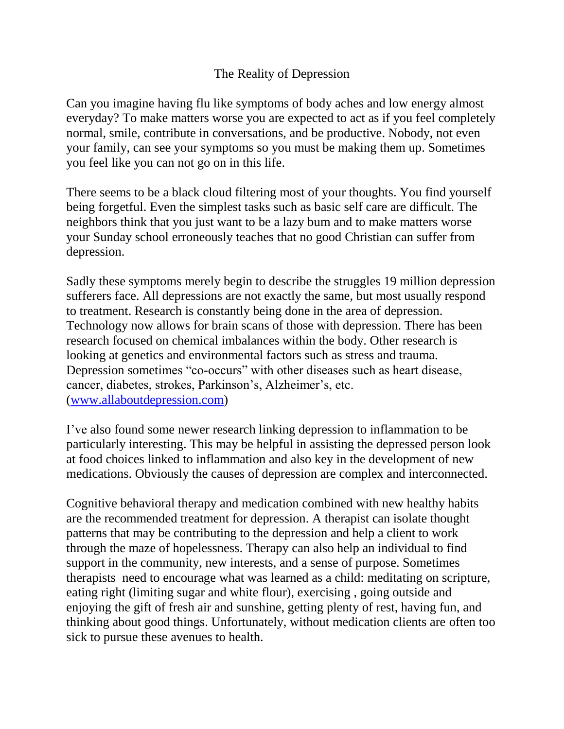# The Reality of Depression

Can you imagine having flu like symptoms of body aches and low energy almost everyday? To make matters worse you are expected to act as if you feel completely normal, smile, contribute in conversations, and be productive. Nobody, not even your family, can see your symptoms so you must be making them up. Sometimes you feel like you can not go on in this life.

There seems to be a black cloud filtering most of your thoughts. You find yourself being forgetful. Even the simplest tasks such as basic self care are difficult. The neighbors think that you just want to be a lazy bum and to make matters worse your Sunday school erroneously teaches that no good Christian can suffer from depression.

Sadly these symptoms merely begin to describe the struggles 19 million depression sufferers face. All depressions are not exactly the same, but most usually respond to treatment. Research is constantly being done in the area of depression. Technology now allows for brain scans of those with depression. There has been research focused on chemical imbalances within the body. Other research is looking at genetics and environmental factors such as stress and trauma. Depression sometimes "co-occurs" with other diseases such as heart disease, cancer, diabetes, strokes, Parkinson's, Alzheimer's, etc. ([www.allaboutdepression.com](http://www.allaboutdepression.com))

I've also found some newer research linking depression to inflammation to be particularly interesting. This may be helpful in assisting the depressed person look at food choices linked to inflammation and also key in the development of new medications. Obviously the causes of depression are complex and interconnected.

Cognitive behavioral therapy and medication combined with new healthy habits are the recommended treatment for depression. A therapist can isolate thought patterns that may be contributing to the depression and help a client to work through the maze of hopelessness. Therapy can also help an individual to find support in the community, new interests, and a sense of purpose. Sometimes therapists need to encourage what was learned as a child: meditating on scripture, eating right (limiting sugar and white flour), exercising , going outside and enjoying the gift of fresh air and sunshine, getting plenty of rest, having fun, and thinking about good things. Unfortunately, without medication clients are often too sick to pursue these avenues to health.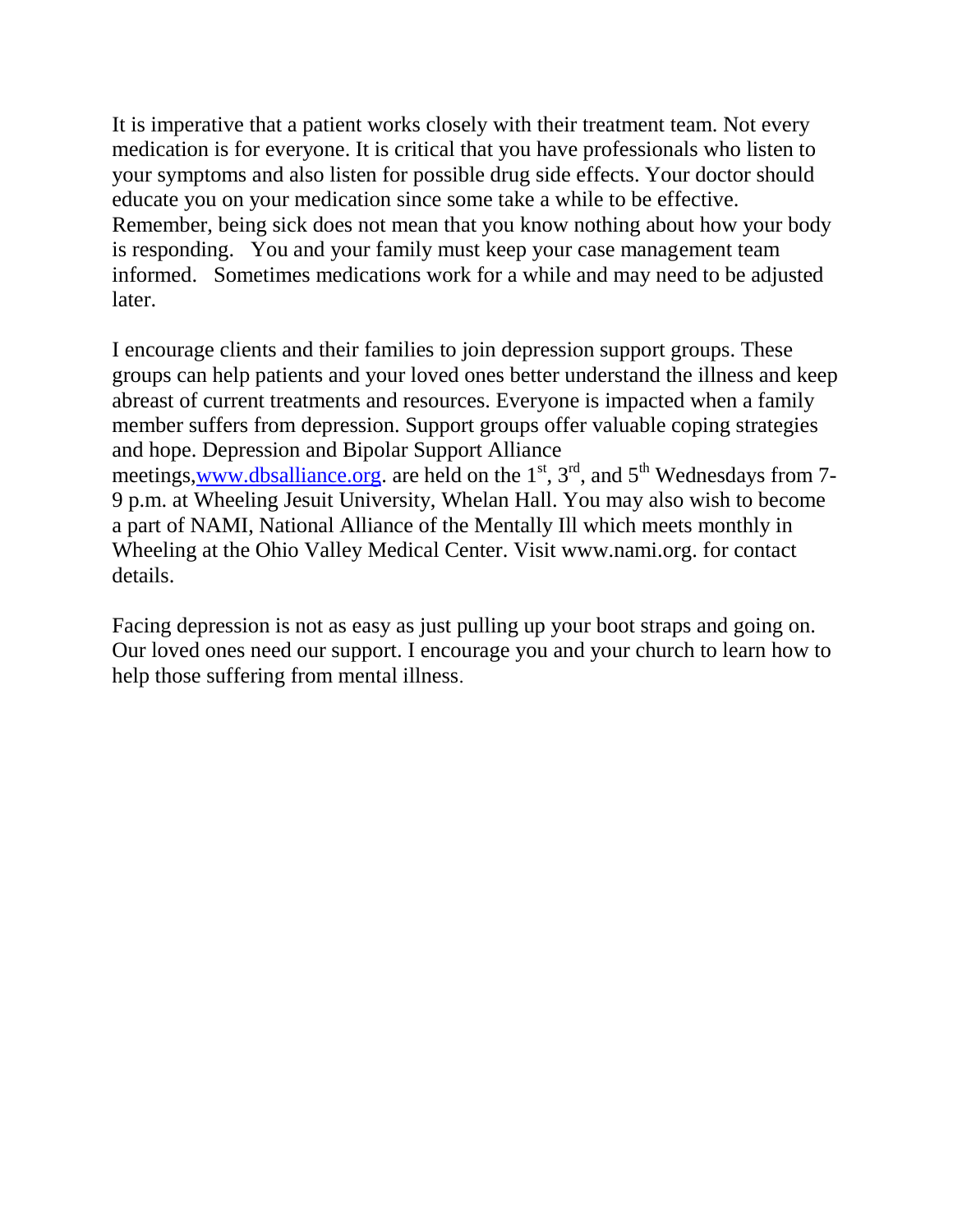It is imperative that a patient works closely with their treatment team. Not every medication is for everyone. It is critical that you have professionals who listen to your symptoms and also listen for possible drug side effects. Your doctor should educate you on your medication since some take a while to be effective. Remember, being sick does not mean that you know nothing about how your body is responding. You and your family must keep your case management team informed. Sometimes medications work for a while and may need to be adjusted later.

I encourage clients and their families to join depression support groups. These groups can help patients and your loved ones better understand the illness and keep abreast of current treatments and resources. Everyone is impacted when a family member suffers from depression. Support groups offer valuable coping strategies and hope. Depression and Bipolar Support Alliance meetings,[www.dbsalliance.org](http://www.dbsalliance.org). are held on the 1st, 3rd, and 5th Wednesdays from 7-9 p.m. at Wheeling Jesuit University, Whelan Hall. You may also wish to become a part of NAMI, National Alliance of the Mentally Ill which meets monthly in Wheeling at the Ohio Valley Medical Center. Visit www.nami.org. for contact details.

Facing depression is not as easy as just pulling up your boot straps and going on. Our loved ones need our support. I encourage you and your church to learn how to help those suffering from mental illness.